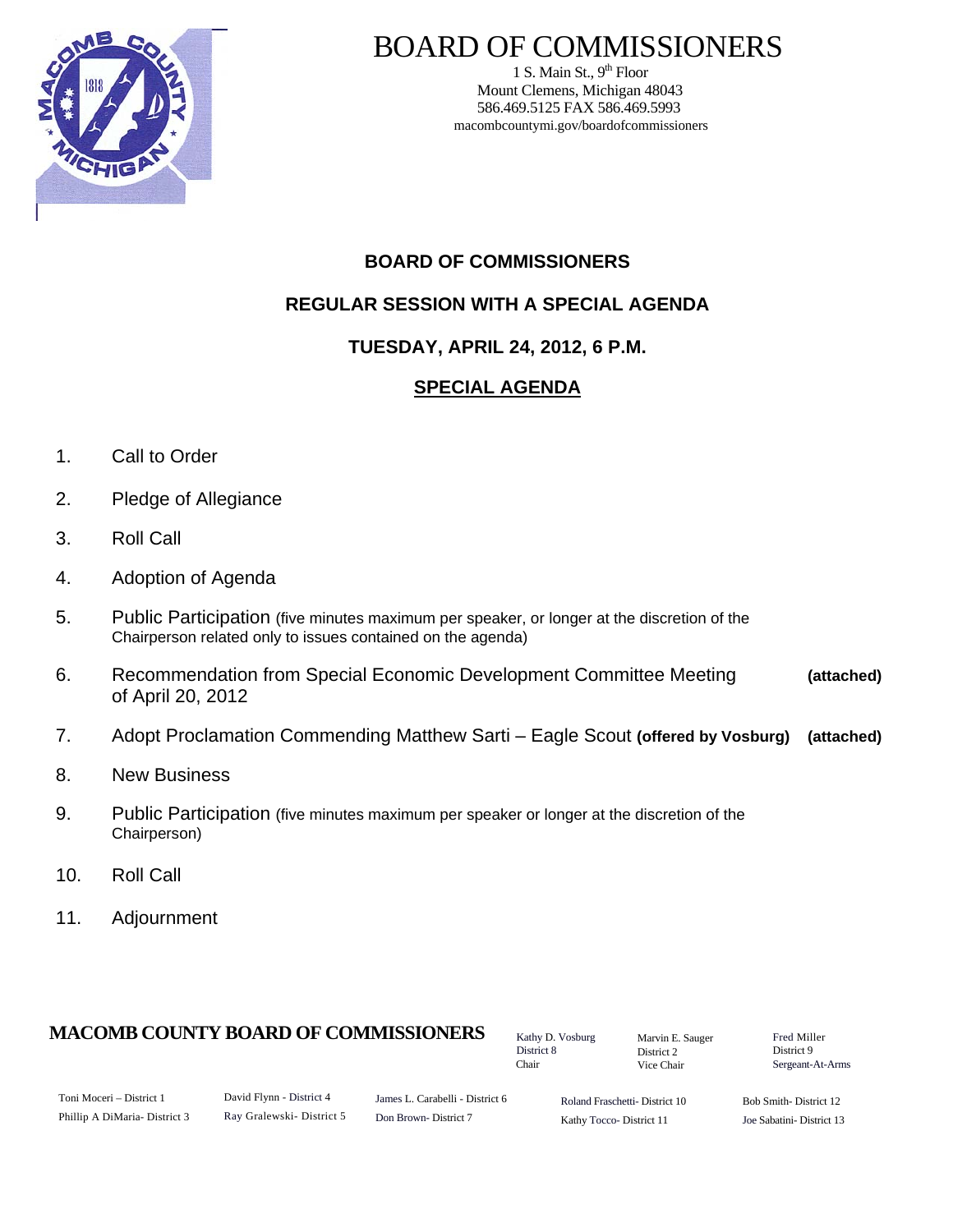# BOARD OF COMMISSIONERS

1 S. Main St., 9th Floor
Mount Clemens, Michigan 48043
586.469.5125 FAX 586.469.5993
macombcountymi.gov/boardofcommissioners

## BOARD OF COMMISSIONERS

## REGULAR SESSION WITH A SPECIAL AGENDA

## TUESDAY, APRIL 24, 2012, 6 P.M.

## SPECIAL AGENDA

1. Call to Order
2. Pledge of Allegiance
3. Roll Call
4. Adoption of Agenda
5. Public Participation (five minutes maximum per speaker, or longer at the discretion of the Chairperson related only to issues contained on the agenda)
6. Recommendation from Special Economic Development Committee Meeting of April 20, 2012 **(attached)**
7. Adopt Proclamation Commending Matthew Sarti – Eagle Scout **(offered by Vosburg)** **(attached)**
8. New Business
9. Public Participation (five minutes maximum per speaker or longer at the discretion of the Chairperson)
10. Roll Call
11. Adjournment

**MACOMB COUNTY BOARD OF COMMISSIONERS**

Kathy D. Vosburg, District 8, Chair
Marvin E. Sauger, District 2, Vice Chair
Fred Miller, District 9, Sergeant-At-Arms

Toni Moceri – District 1
Phillip A DiMaria- District 3
David Flynn - District 4
Ray Gralewski- District 5
James L. Carabelli - District 6
Don Brown- District 7
Roland Fraschetti- District 10
Kathy Tocco- District 11
Bob Smith- District 12
Joe Sabatini- District 13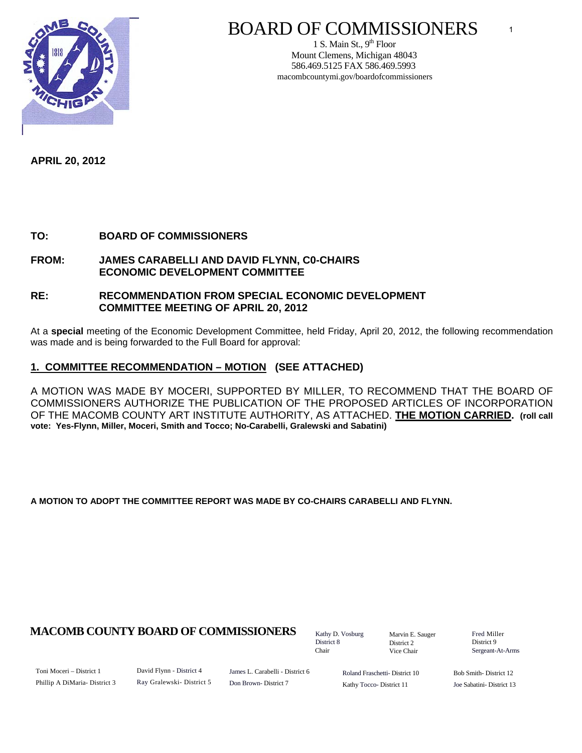# BOARD OF COMMISSIONERS

1 S. Main St., 9th Floor
Mount Clemens, Michigan 48043
586.469.5125 FAX 586.469.5993
macombcountymi.gov/boardofcommissioners

**APRIL 20, 2012**

**TO: BOARD OF COMMISSIONERS**

**FROM: JAMES CARABELLI AND DAVID FLYNN, C0-CHAIRS ECONOMIC DEVELOPMENT COMMITTEE**

**RE: RECOMMENDATION FROM SPECIAL ECONOMIC DEVELOPMENT COMMITTEE MEETING OF APRIL 20, 2012**

At a **special** meeting of the Economic Development Committee, held Friday, April 20, 2012, the following recommendation was made and is being forwarded to the Full Board for approval:

## 1. COMMITTEE RECOMMENDATION – MOTION (SEE ATTACHED)

A MOTION WAS MADE BY MOCERI, SUPPORTED BY MILLER, TO RECOMMEND THAT THE BOARD OF COMMISSIONERS AUTHORIZE THE PUBLICATION OF THE PROPOSED ARTICLES OF INCORPORATION OF THE MACOMB COUNTY ART INSTITUTE AUTHORITY, AS ATTACHED. **THE MOTION CARRIED. (roll call vote: Yes-Flynn, Miller, Moceri, Smith and Tocco; No-Carabelli, Gralewski and Sabatini)**

**A MOTION TO ADOPT THE COMMITTEE REPORT WAS MADE BY CO-CHAIRS CARABELLI AND FLYNN.**

**MACOMB COUNTY BOARD OF COMMISSIONERS**

Kathy D. Vosburg, District 8, Chair
Marvin E. Sauger, District 2, Vice Chair
Fred Miller, District 9, Sergeant-At-Arms

Toni Moceri – District 1
Phillip A DiMaria- District 3
David Flynn - District 4
Ray Gralewski- District 5
James L. Carabelli - District 6
Don Brown- District 7
Roland Fraschetti- District 10
Kathy Tocco- District 11
Bob Smith- District 12
Joe Sabatini- District 13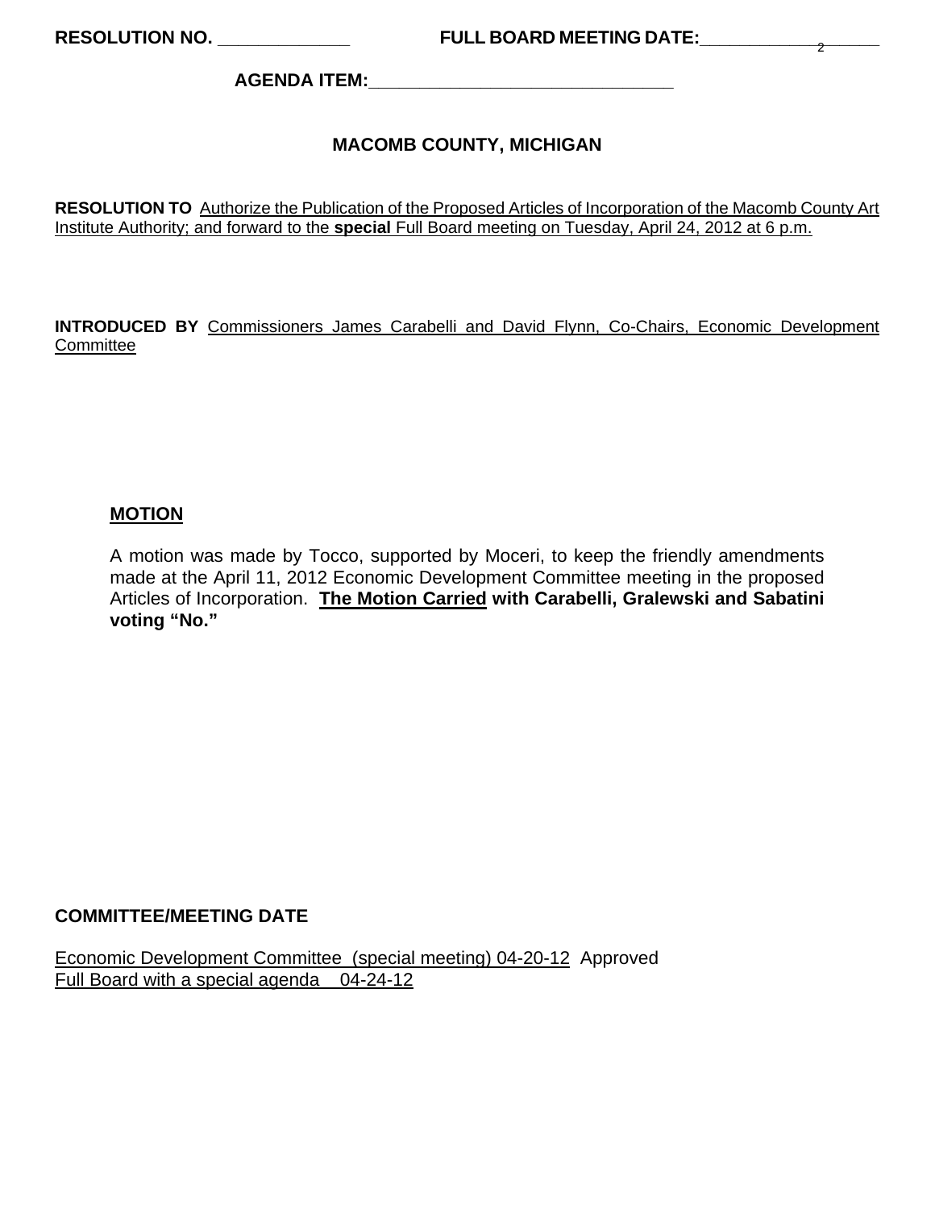**RESOLUTION NO.** _____________ **FULL BOARD MEETING DATE:**_________________

**AGENDA ITEM:**______________________________

**MACOMB COUNTY, MICHIGAN**

**RESOLUTION TO** Authorize the Publication of the Proposed Articles of Incorporation of the Macomb County Art Institute Authority; and forward to the **special** Full Board meeting on Tuesday, April 24, 2012 at 6 p.m.

**INTRODUCED BY** Commissioners James Carabelli and David Flynn, Co-Chairs, Economic Development Committee

**MOTION**

A motion was made by Tocco, supported by Moceri, to keep the friendly amendments made at the April 11, 2012 Economic Development Committee meeting in the proposed Articles of Incorporation. **The Motion Carried with Carabelli, Gralewski and Sabatini voting "No."**

**COMMITTEE/MEETING DATE**

Economic Development Committee (special meeting) 04-20-12 Approved
Full Board with a special agenda 04-24-12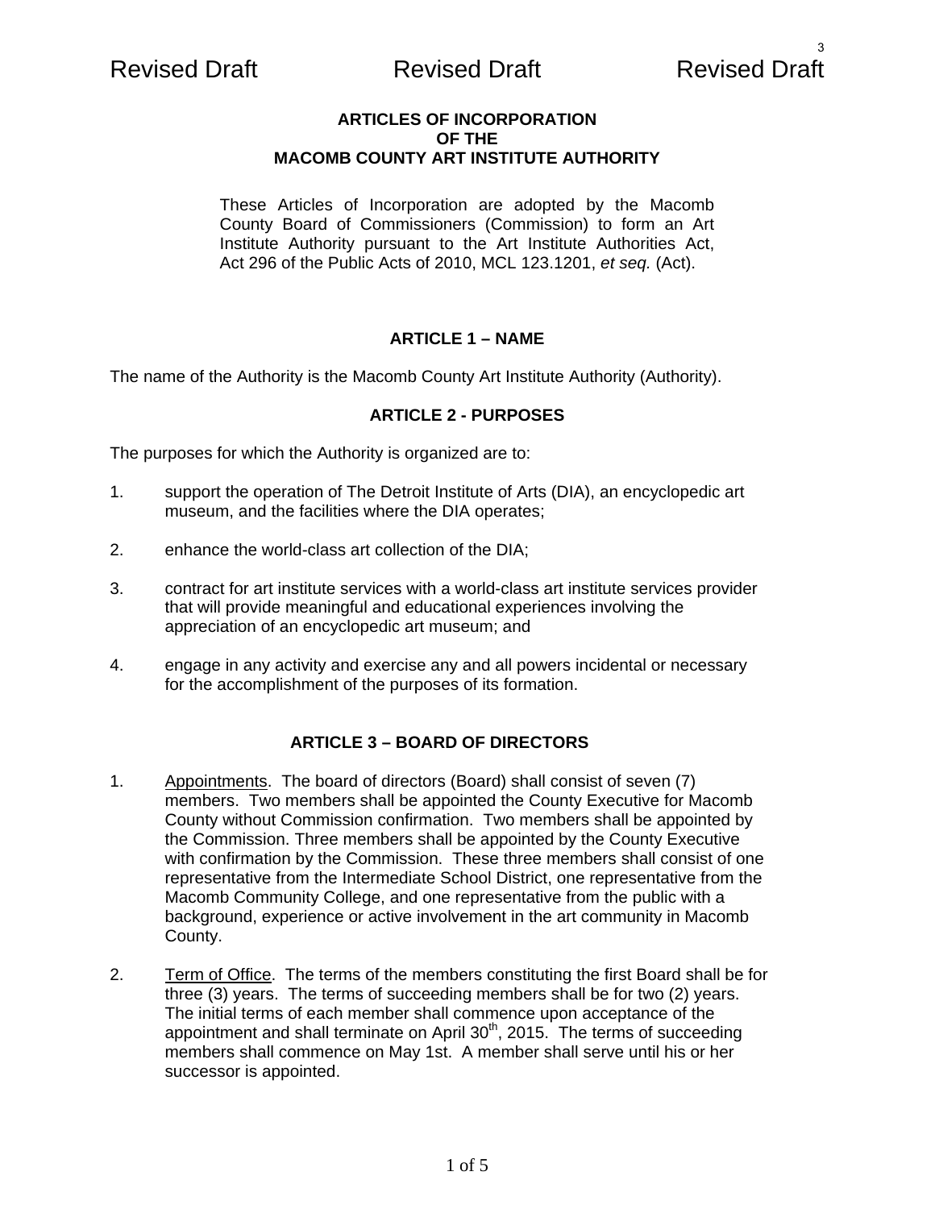Revised Draft Revised Draft Revised Draft

**ARTICLES OF INCORPORATION**
**OF THE**
**MACOMB COUNTY ART INSTITUTE AUTHORITY**

These Articles of Incorporation are adopted by the Macomb County Board of Commissioners (Commission) to form an Art Institute Authority pursuant to the Art Institute Authorities Act, Act 296 of the Public Acts of 2010, MCL 123.1201, *et seq.* (Act).

## ARTICLE 1 – NAME

The name of the Authority is the Macomb County Art Institute Authority (Authority).

## ARTICLE 2 - PURPOSES

The purposes for which the Authority is organized are to:

1. support the operation of The Detroit Institute of Arts (DIA), an encyclopedic art museum, and the facilities where the DIA operates;

2. enhance the world-class art collection of the DIA;

3. contract for art institute services with a world-class art institute services provider that will provide meaningful and educational experiences involving the appreciation of an encyclopedic art museum; and

4. engage in any activity and exercise any and all powers incidental or necessary for the accomplishment of the purposes of its formation.

## ARTICLE 3 – BOARD OF DIRECTORS

1. Appointments. The board of directors (Board) shall consist of seven (7) members. Two members shall be appointed the County Executive for Macomb County without Commission confirmation. Two members shall be appointed by the Commission. Three members shall be appointed by the County Executive with confirmation by the Commission. These three members shall consist of one representative from the Intermediate School District, one representative from the Macomb Community College, and one representative from the public with a background, experience or active involvement in the art community in Macomb County.

2. Term of Office. The terms of the members constituting the first Board shall be for three (3) years. The terms of succeeding members shall be for two (2) years. The initial terms of each member shall commence upon acceptance of the appointment and shall terminate on April 30th, 2015. The terms of succeeding members shall commence on May 1st. A member shall serve until his or her successor is appointed.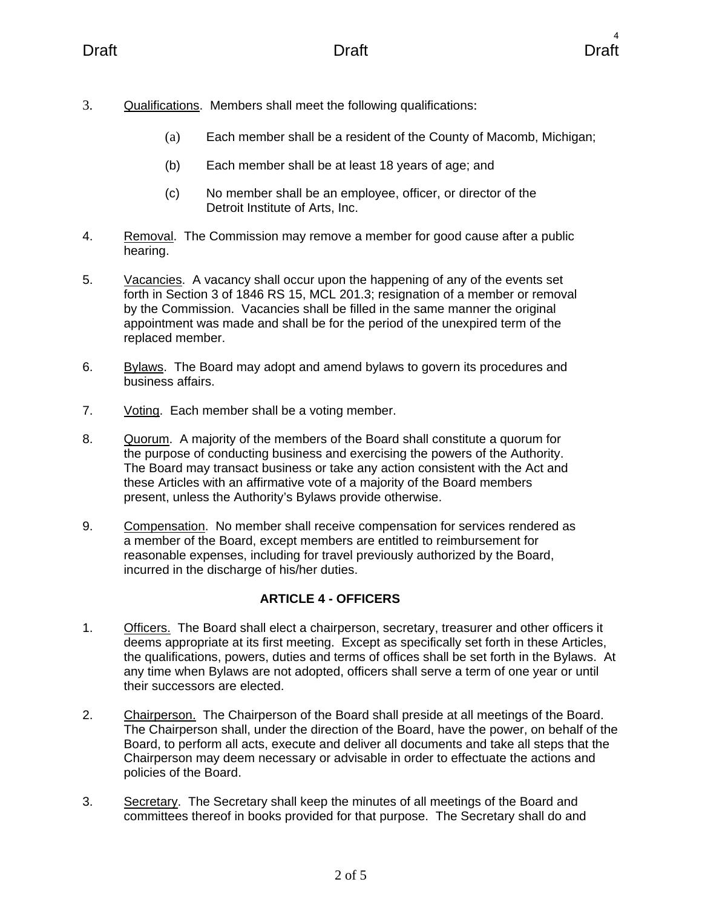3. Qualifications. Members shall meet the following qualifications:

   (a) Each member shall be a resident of the County of Macomb, Michigan;

   (b) Each member shall be at least 18 years of age; and

   (c) No member shall be an employee, officer, or director of the Detroit Institute of Arts, Inc.

4. Removal. The Commission may remove a member for good cause after a public hearing.

5. Vacancies. A vacancy shall occur upon the happening of any of the events set forth in Section 3 of 1846 RS 15, MCL 201.3; resignation of a member or removal by the Commission. Vacancies shall be filled in the same manner the original appointment was made and shall be for the period of the unexpired term of the replaced member.

6. Bylaws. The Board may adopt and amend bylaws to govern its procedures and business affairs.

7. Voting. Each member shall be a voting member.

8. Quorum. A majority of the members of the Board shall constitute a quorum for the purpose of conducting business and exercising the powers of the Authority. The Board may transact business or take any action consistent with the Act and these Articles with an affirmative vote of a majority of the Board members present, unless the Authority's Bylaws provide otherwise.

9. Compensation. No member shall receive compensation for services rendered as a member of the Board, except members are entitled to reimbursement for reasonable expenses, including for travel previously authorized by the Board, incurred in the discharge of his/her duties.

## ARTICLE 4 - OFFICERS

1. Officers. The Board shall elect a chairperson, secretary, treasurer and other officers it deems appropriate at its first meeting. Except as specifically set forth in these Articles, the qualifications, powers, duties and terms of offices shall be set forth in the Bylaws. At any time when Bylaws are not adopted, officers shall serve a term of one year or until their successors are elected.

2. Chairperson. The Chairperson of the Board shall preside at all meetings of the Board. The Chairperson shall, under the direction of the Board, have the power, on behalf of the Board, to perform all acts, execute and deliver all documents and take all steps that the Chairperson may deem necessary or advisable in order to effectuate the actions and policies of the Board.

3. Secretary. The Secretary shall keep the minutes of all meetings of the Board and committees thereof in books provided for that purpose. The Secretary shall do and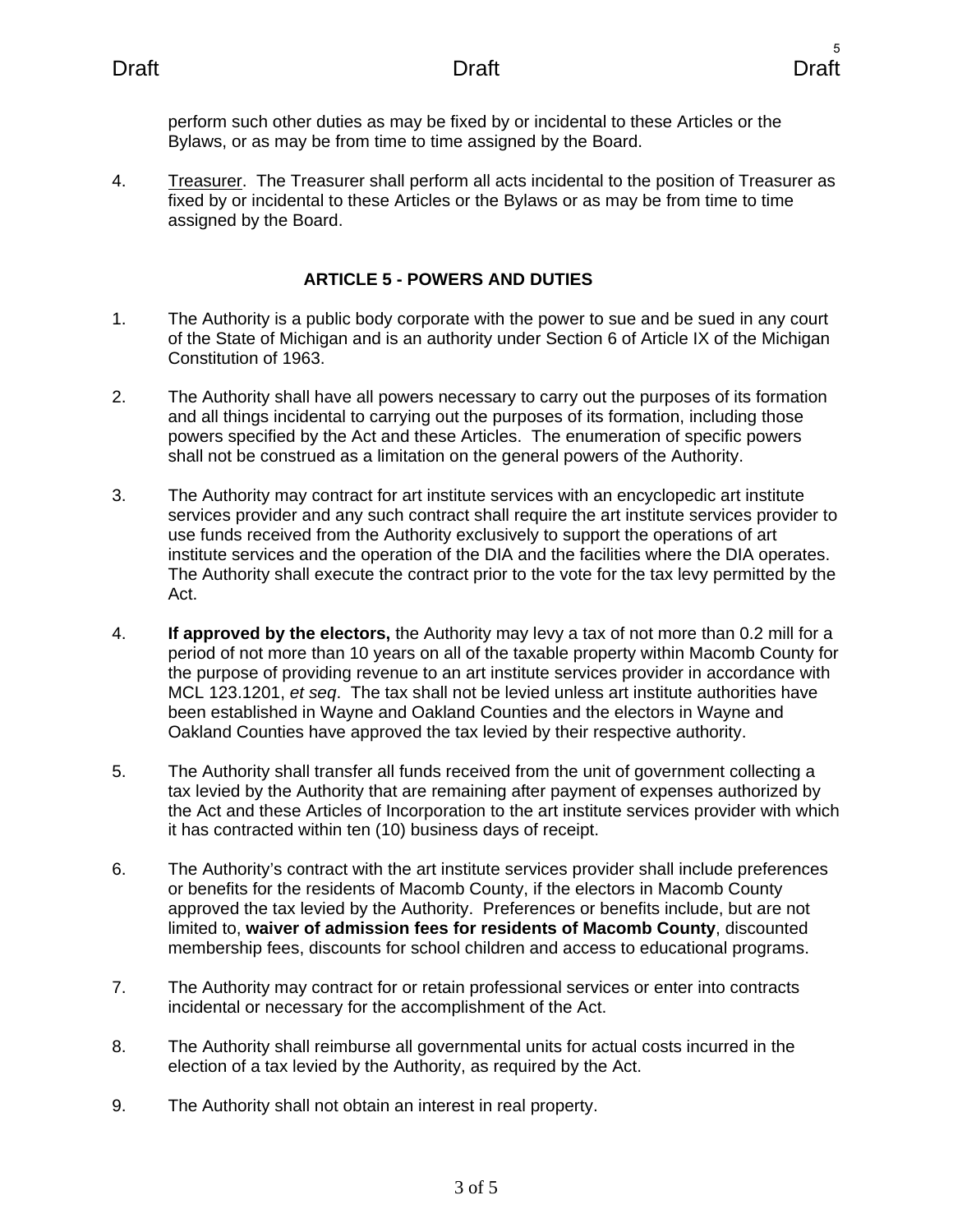perform such other duties as may be fixed by or incidental to these Articles or the Bylaws, or as may be from time to time assigned by the Board.

4. Treasurer. The Treasurer shall perform all acts incidental to the position of Treasurer as fixed by or incidental to these Articles or the Bylaws or as may be from time to time assigned by the Board.

## ARTICLE 5 - POWERS AND DUTIES

1. The Authority is a public body corporate with the power to sue and be sued in any court of the State of Michigan and is an authority under Section 6 of Article IX of the Michigan Constitution of 1963.

2. The Authority shall have all powers necessary to carry out the purposes of its formation and all things incidental to carrying out the purposes of its formation, including those powers specified by the Act and these Articles. The enumeration of specific powers shall not be construed as a limitation on the general powers of the Authority.

3. The Authority may contract for art institute services with an encyclopedic art institute services provider and any such contract shall require the art institute services provider to use funds received from the Authority exclusively to support the operations of art institute services and the operation of the DIA and the facilities where the DIA operates. The Authority shall execute the contract prior to the vote for the tax levy permitted by the Act.

4. **If approved by the electors,** the Authority may levy a tax of not more than 0.2 mill for a period of not more than 10 years on all of the taxable property within Macomb County for the purpose of providing revenue to an art institute services provider in accordance with MCL 123.1201, *et seq*. The tax shall not be levied unless art institute authorities have been established in Wayne and Oakland Counties and the electors in Wayne and Oakland Counties have approved the tax levied by their respective authority.

5. The Authority shall transfer all funds received from the unit of government collecting a tax levied by the Authority that are remaining after payment of expenses authorized by the Act and these Articles of Incorporation to the art institute services provider with which it has contracted within ten (10) business days of receipt.

6. The Authority's contract with the art institute services provider shall include preferences or benefits for the residents of Macomb County, if the electors in Macomb County approved the tax levied by the Authority. Preferences or benefits include, but are not limited to, **waiver of admission fees for residents of Macomb County**, discounted membership fees, discounts for school children and access to educational programs.

7. The Authority may contract for or retain professional services or enter into contracts incidental or necessary for the accomplishment of the Act.

8. The Authority shall reimburse all governmental units for actual costs incurred in the election of a tax levied by the Authority, as required by the Act.

9. The Authority shall not obtain an interest in real property.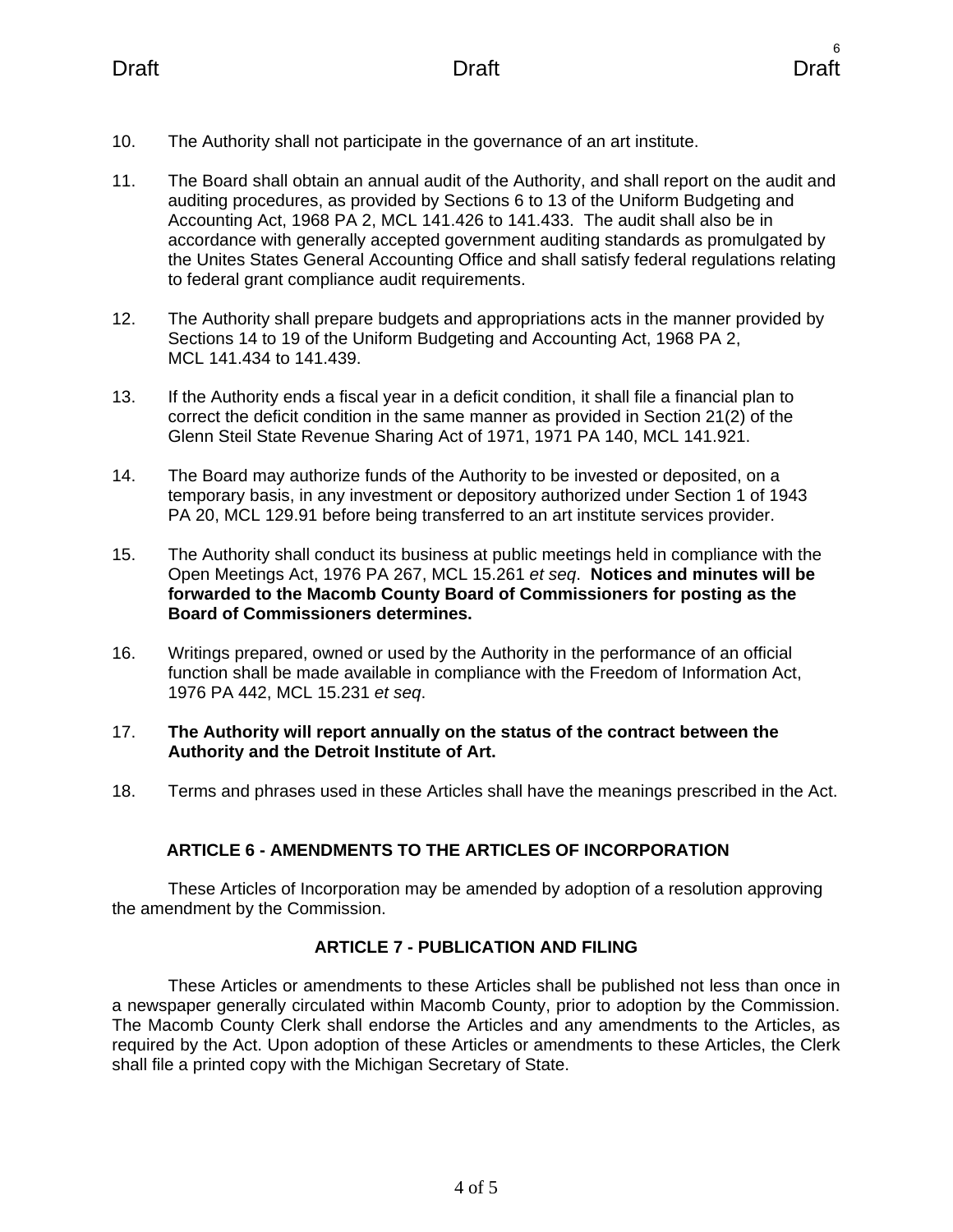10. The Authority shall not participate in the governance of an art institute.

11. The Board shall obtain an annual audit of the Authority, and shall report on the audit and auditing procedures, as provided by Sections 6 to 13 of the Uniform Budgeting and Accounting Act, 1968 PA 2, MCL 141.426 to 141.433. The audit shall also be in accordance with generally accepted government auditing standards as promulgated by the Unites States General Accounting Office and shall satisfy federal regulations relating to federal grant compliance audit requirements.

12. The Authority shall prepare budgets and appropriations acts in the manner provided by Sections 14 to 19 of the Uniform Budgeting and Accounting Act, 1968 PA 2, MCL 141.434 to 141.439.

13. If the Authority ends a fiscal year in a deficit condition, it shall file a financial plan to correct the deficit condition in the same manner as provided in Section 21(2) of the Glenn Steil State Revenue Sharing Act of 1971, 1971 PA 140, MCL 141.921.

14. The Board may authorize funds of the Authority to be invested or deposited, on a temporary basis, in any investment or depository authorized under Section 1 of 1943 PA 20, MCL 129.91 before being transferred to an art institute services provider.

15. The Authority shall conduct its business at public meetings held in compliance with the Open Meetings Act, 1976 PA 267, MCL 15.261 *et seq*. **Notices and minutes will be forwarded to the Macomb County Board of Commissioners for posting as the Board of Commissioners determines.**

16. Writings prepared, owned or used by the Authority in the performance of an official function shall be made available in compliance with the Freedom of Information Act, 1976 PA 442, MCL 15.231 *et seq*.

17. **The Authority will report annually on the status of the contract between the Authority and the Detroit Institute of Art.**

18. Terms and phrases used in these Articles shall have the meanings prescribed in the Act.

## ARTICLE 6 - AMENDMENTS TO THE ARTICLES OF INCORPORATION

These Articles of Incorporation may be amended by adoption of a resolution approving the amendment by the Commission.

## ARTICLE 7 - PUBLICATION AND FILING

These Articles or amendments to these Articles shall be published not less than once in a newspaper generally circulated within Macomb County, prior to adoption by the Commission. The Macomb County Clerk shall endorse the Articles and any amendments to the Articles, as required by the Act. Upon adoption of these Articles or amendments to these Articles, the Clerk shall file a printed copy with the Michigan Secretary of State.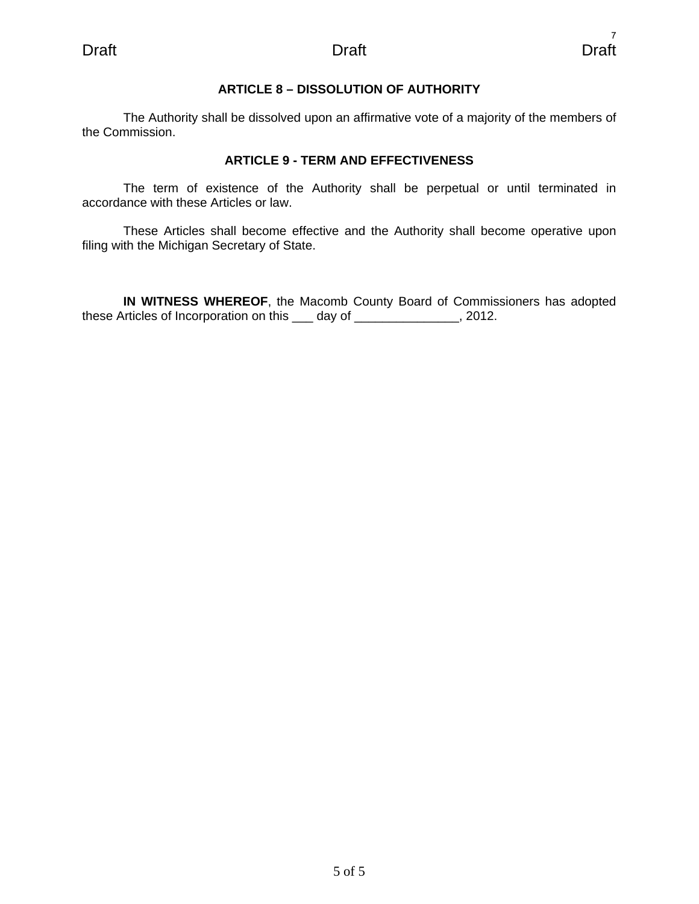### ARTICLE 8 – DISSOLUTION OF AUTHORITY

The Authority shall be dissolved upon an affirmative vote of a majority of the members of the Commission.

### ARTICLE 9 - TERM AND EFFECTIVENESS

The term of existence of the Authority shall be perpetual or until terminated in accordance with these Articles or law.

These Articles shall become effective and the Authority shall become operative upon filing with the Michigan Secretary of State.

**IN WITNESS WHEREOF**, the Macomb County Board of Commissioners has adopted these Articles of Incorporation on this ___ day of _______________, 2012.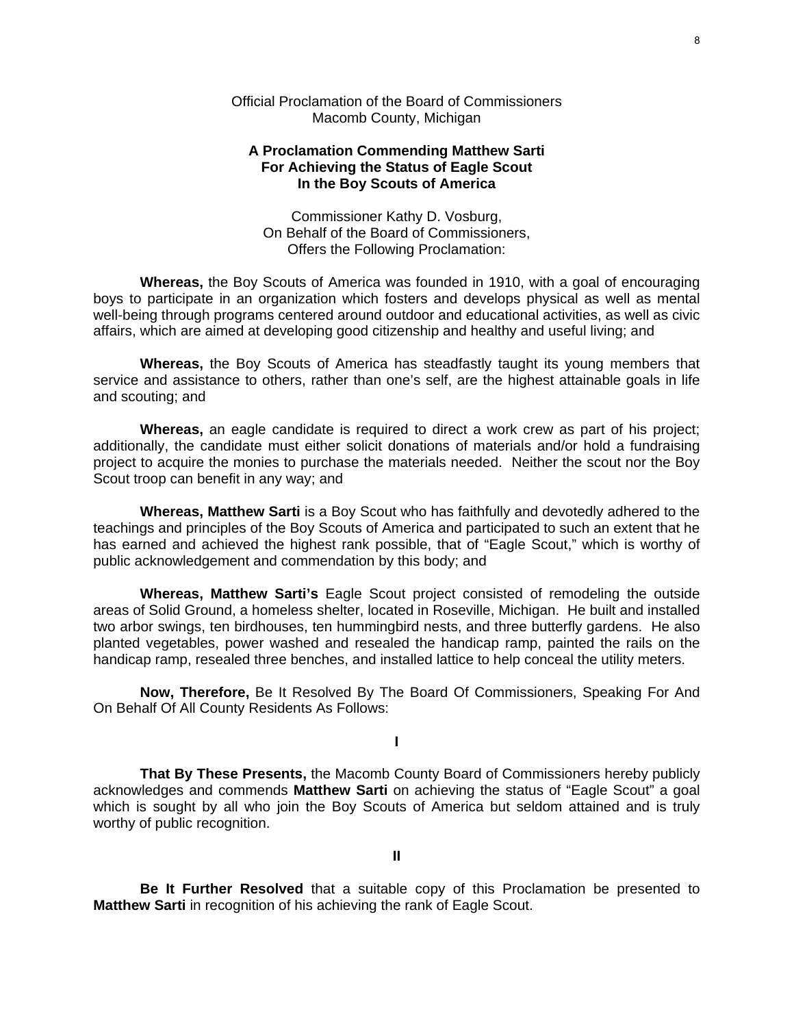Official Proclamation of the Board of Commissioners
Macomb County, Michigan

**A Proclamation Commending Matthew Sarti**
**For Achieving the Status of Eagle Scout**
**In the Boy Scouts of America**

Commissioner Kathy D. Vosburg,
On Behalf of the Board of Commissioners,
Offers the Following Proclamation:

**Whereas,** the Boy Scouts of America was founded in 1910, with a goal of encouraging boys to participate in an organization which fosters and develops physical as well as mental well-being through programs centered around outdoor and educational activities, as well as civic affairs, which are aimed at developing good citizenship and healthy and useful living; and

**Whereas,** the Boy Scouts of America has steadfastly taught its young members that service and assistance to others, rather than one's self, are the highest attainable goals in life and scouting; and

**Whereas,** an eagle candidate is required to direct a work crew as part of his project; additionally, the candidate must either solicit donations of materials and/or hold a fundraising project to acquire the monies to purchase the materials needed. Neither the scout nor the Boy Scout troop can benefit in any way; and

**Whereas, Matthew Sarti** is a Boy Scout who has faithfully and devotedly adhered to the teachings and principles of the Boy Scouts of America and participated to such an extent that he has earned and achieved the highest rank possible, that of "Eagle Scout," which is worthy of public acknowledgement and commendation by this body; and

**Whereas, Matthew Sarti's** Eagle Scout project consisted of remodeling the outside areas of Solid Ground, a homeless shelter, located in Roseville, Michigan. He built and installed two arbor swings, ten birdhouses, ten hummingbird nests, and three butterfly gardens. He also planted vegetables, power washed and resealed the handicap ramp, painted the rails on the handicap ramp, resealed three benches, and installed lattice to help conceal the utility meters.

**Now, Therefore,** Be It Resolved By The Board Of Commissioners, Speaking For And On Behalf Of All County Residents As Follows:

**I**

**That By These Presents,** the Macomb County Board of Commissioners hereby publicly acknowledges and commends **Matthew Sarti** on achieving the status of "Eagle Scout" a goal which is sought by all who join the Boy Scouts of America but seldom attained and is truly worthy of public recognition.

**II**

**Be It Further Resolved** that a suitable copy of this Proclamation be presented to **Matthew Sarti** in recognition of his achieving the rank of Eagle Scout.